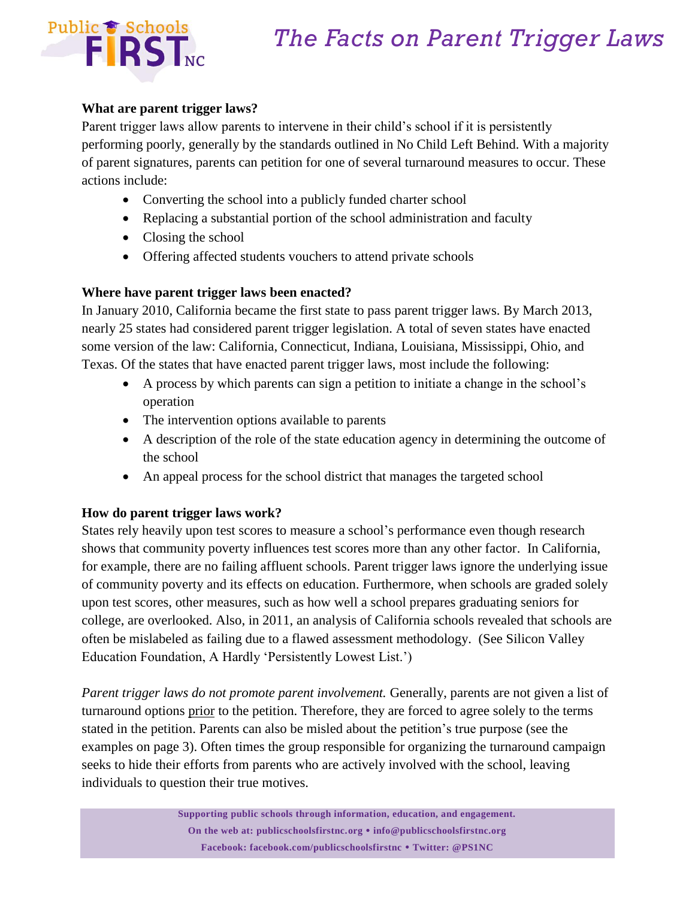# The Facts on Parent Trigger Laws

**What are parent trigger laws?**

Parent trigger laws allow parents to intervene in their child's school if it is persistently performing poorly, generally by the standards outlined in No Child Left Behind. With a majority of parent signatures, parents can petition for one of several turnaround measures to occur. These actions include:

- Converting the school into a publicly funded charter school
- Replacing a substantial portion of the school administration and faculty
- Closing the school
- Offering affected students vouchers to attend private schools

**Where have parent trigger laws been enacted?**

In January 2010, California became the first state to pass parent trigger laws. By March 2013, nearly 25 states had considered parent trigger legislation. A total of seven states have enacted some version of the law: California, Connecticut, Indiana, Louisiana, Mississippi, Ohio, and Texas. Of the states that have enacted parent trigger laws, most include the following:

- A process by which parents can sign a petition to initiate a change in the school's operation
- The intervention options available to parents
- A description of the role of the state education agency in determining the outcome of the school
- An appeal process for the school district that manages the targeted school

**How do parent trigger laws work?**

States rely heavily upon test scores to measure a school's performance even though research shows that community poverty influences test scores more than any other factor. In California, for example, there are no failing affluent schools. Parent trigger laws ignore the underlying issue of community poverty and its effects on education. Furthermore, when schools are graded solely upon test scores, other measures, such as how well a school prepares graduating seniors for college, are overlooked. Also, in 2011, an analysis of California schools revealed that schools are often be mislabeled as failing due to a flawed assessment methodology. (See Silicon Valley Education Foundation, A Hardly 'Persistently Lowest List.')

*Parent trigger laws do not promote parent involvement.* Generally, parents are not given a list of turnaround options <u>prior</u> to the petition. Therefore, they are forced to agree solely to the terms stated in the petition. Parents can also be misled about the petition's true purpose (see the examples on page 3). Often times the group responsible for organizing the turnaround campaign seeks to hide their efforts from parents who are actively involved with the school, leaving individuals to question their true motives.

**Supporting public schools through information, education, and engagement.**
**On the web at: publicschoolsfirstnc.org • info@publicschoolsfirstnc.org**
**Facebook: facebook.com/publicschoolsfirstnc • Twitter: @PS1NC**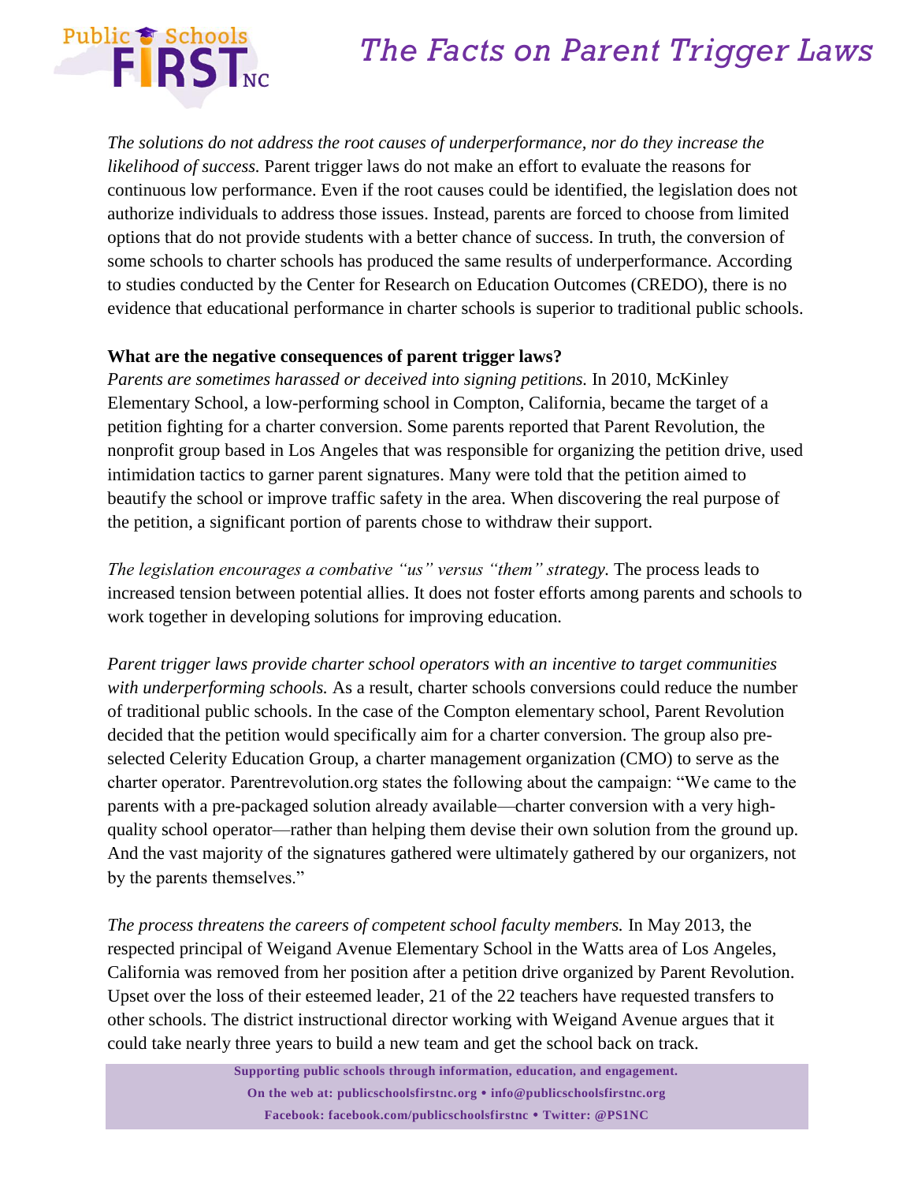*The solutions do not address the root causes of underperformance, nor do they increase the likelihood of success.* Parent trigger laws do not make an effort to evaluate the reasons for continuous low performance. Even if the root causes could be identified, the legislation does not authorize individuals to address those issues. Instead, parents are forced to choose from limited options that do not provide students with a better chance of success. In truth, the conversion of some schools to charter schools has produced the same results of underperformance. According to studies conducted by the Center for Research on Education Outcomes (CREDO), there is no evidence that educational performance in charter schools is superior to traditional public schools.

**What are the negative consequences of parent trigger laws?**

*Parents are sometimes harassed or deceived into signing petitions.* In 2010, McKinley Elementary School, a low-performing school in Compton, California, became the target of a petition fighting for a charter conversion. Some parents reported that Parent Revolution, the nonprofit group based in Los Angeles that was responsible for organizing the petition drive, used intimidation tactics to garner parent signatures. Many were told that the petition aimed to beautify the school or improve traffic safety in the area. When discovering the real purpose of the petition, a significant portion of parents chose to withdraw their support.

*The legislation encourages a combative "us" versus "them" strategy.* The process leads to increased tension between potential allies. It does not foster efforts among parents and schools to work together in developing solutions for improving education.

*Parent trigger laws provide charter school operators with an incentive to target communities with underperforming schools.* As a result, charter schools conversions could reduce the number of traditional public schools. In the case of the Compton elementary school, Parent Revolution decided that the petition would specifically aim for a charter conversion. The group also pre-selected Celerity Education Group, a charter management organization (CMO) to serve as the charter operator. Parentrevolution.org states the following about the campaign: "We came to the parents with a pre-packaged solution already available—charter conversion with a very high-quality school operator—rather than helping them devise their own solution from the ground up. And the vast majority of the signatures gathered were ultimately gathered by our organizers, not by the parents themselves."

*The process threatens the careers of competent school faculty members.* In May 2013, the respected principal of Weigand Avenue Elementary School in the Watts area of Los Angeles, California was removed from her position after a petition drive organized by Parent Revolution. Upset over the loss of their esteemed leader, 21 of the 22 teachers have requested transfers to other schools. The district instructional director working with Weigand Avenue argues that it could take nearly three years to build a new team and get the school back on track.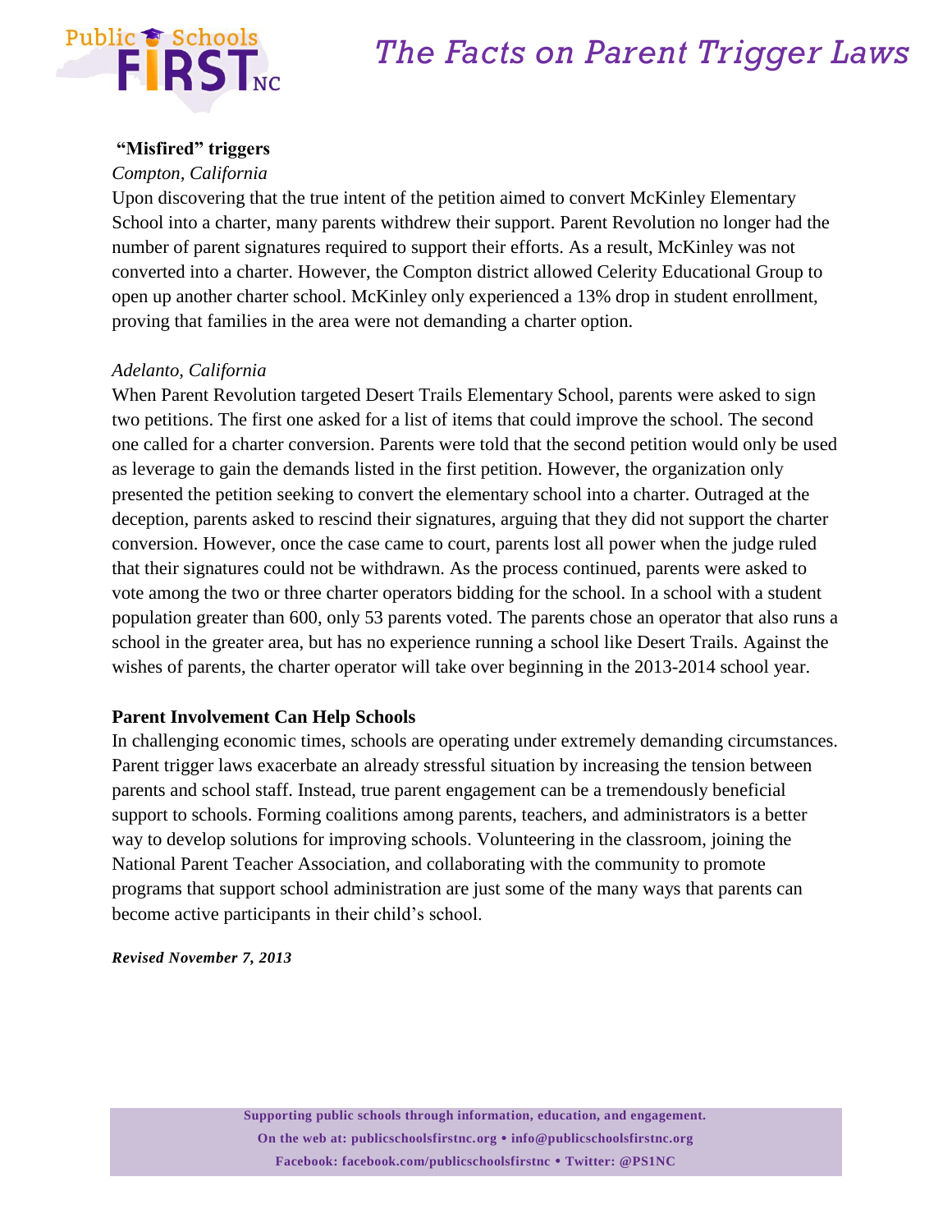**"Misfired" triggers**

*Compton, California*

Upon discovering that the true intent of the petition aimed to convert McKinley Elementary School into a charter, many parents withdrew their support. Parent Revolution no longer had the number of parent signatures required to support their efforts. As a result, McKinley was not converted into a charter. However, the Compton district allowed Celerity Educational Group to open up another charter school. McKinley only experienced a 13% drop in student enrollment, proving that families in the area were not demanding a charter option.

*Adelanto, California*

When Parent Revolution targeted Desert Trails Elementary School, parents were asked to sign two petitions. The first one asked for a list of items that could improve the school. The second one called for a charter conversion. Parents were told that the second petition would only be used as leverage to gain the demands listed in the first petition. However, the organization only presented the petition seeking to convert the elementary school into a charter. Outraged at the deception, parents asked to rescind their signatures, arguing that they did not support the charter conversion. However, once the case came to court, parents lost all power when the judge ruled that their signatures could not be withdrawn. As the process continued, parents were asked to vote among the two or three charter operators bidding for the school. In a school with a student population greater than 600, only 53 parents voted. The parents chose an operator that also runs a school in the greater area, but has no experience running a school like Desert Trails. Against the wishes of parents, the charter operator will take over beginning in the 2013-2014 school year.

**Parent Involvement Can Help Schools**

In challenging economic times, schools are operating under extremely demanding circumstances. Parent trigger laws exacerbate an already stressful situation by increasing the tension between parents and school staff. Instead, true parent engagement can be a tremendously beneficial support to schools. Forming coalitions among parents, teachers, and administrators is a better way to develop solutions for improving schools. Volunteering in the classroom, joining the National Parent Teacher Association, and collaborating with the community to promote programs that support school administration are just some of the many ways that parents can become active participants in their child's school.

***Revised November 7, 2013***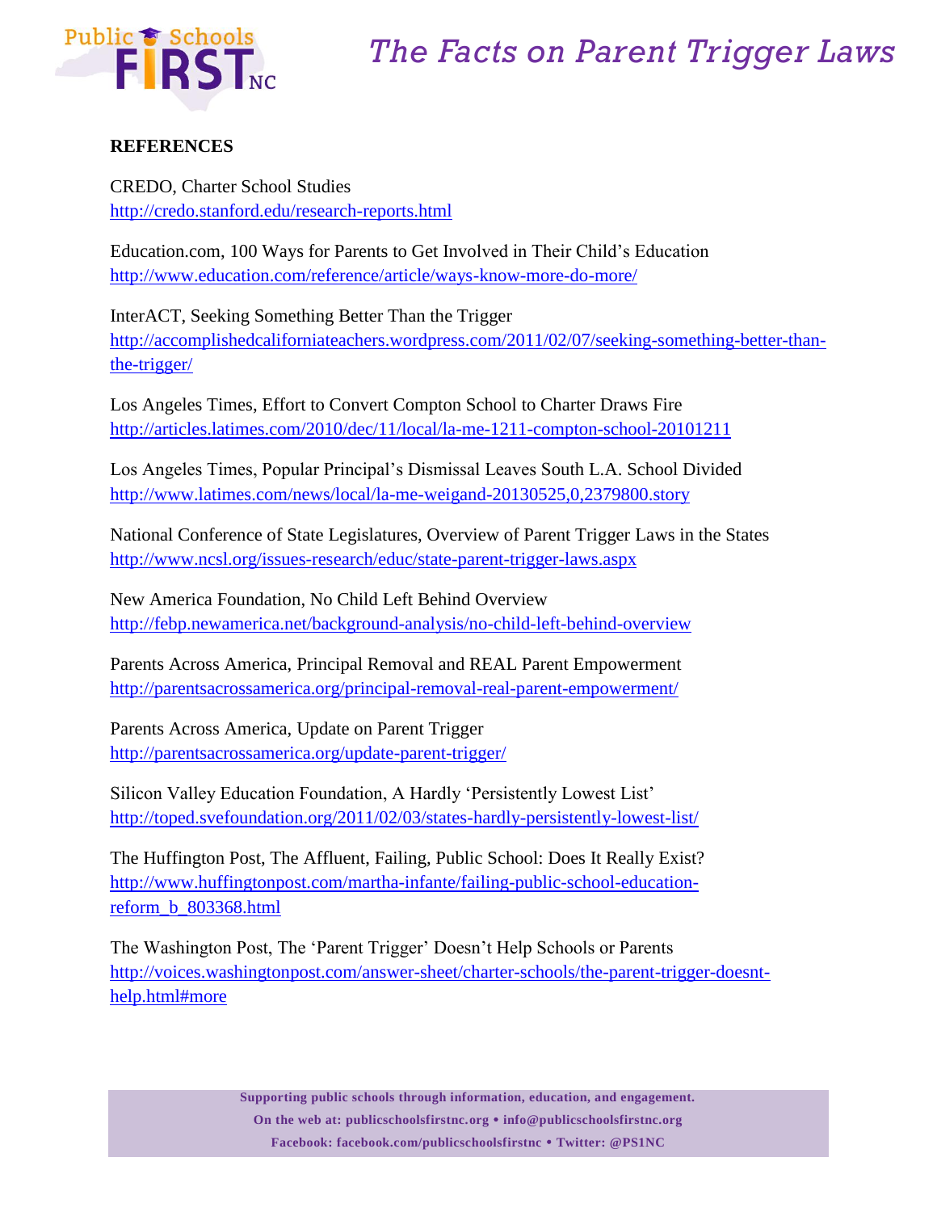**REFERENCES**

CREDO, Charter School Studies
http://credo.stanford.edu/research-reports.html

Education.com, 100 Ways for Parents to Get Involved in Their Child's Education
http://www.education.com/reference/article/ways-know-more-do-more/

InterACT, Seeking Something Better Than the Trigger
http://accomplishedcaliforniateachers.wordpress.com/2011/02/07/seeking-something-better-than-the-trigger/

Los Angeles Times, Effort to Convert Compton School to Charter Draws Fire
http://articles.latimes.com/2010/dec/11/local/la-me-1211-compton-school-20101211

Los Angeles Times, Popular Principal's Dismissal Leaves South L.A. School Divided
http://www.latimes.com/news/local/la-me-weigand-20130525,0,2379800.story

National Conference of State Legislatures, Overview of Parent Trigger Laws in the States
http://www.ncsl.org/issues-research/educ/state-parent-trigger-laws.aspx

New America Foundation, No Child Left Behind Overview
http://febp.newamerica.net/background-analysis/no-child-left-behind-overview

Parents Across America, Principal Removal and REAL Parent Empowerment
http://parentsacrossamerica.org/principal-removal-real-parent-empowerment/

Parents Across America, Update on Parent Trigger
http://parentsacrossamerica.org/update-parent-trigger/

Silicon Valley Education Foundation, A Hardly 'Persistently Lowest List'
http://toped.svefoundation.org/2011/02/03/states-hardly-persistently-lowest-list/

The Huffington Post, The Affluent, Failing, Public School: Does It Really Exist?
http://www.huffingtonpost.com/martha-infante/failing-public-school-education-reform_b_803368.html

The Washington Post, The 'Parent Trigger' Doesn't Help Schools or Parents
http://voices.washingtonpost.com/answer-sheet/charter-schools/the-parent-trigger-doesnt-help.html#more